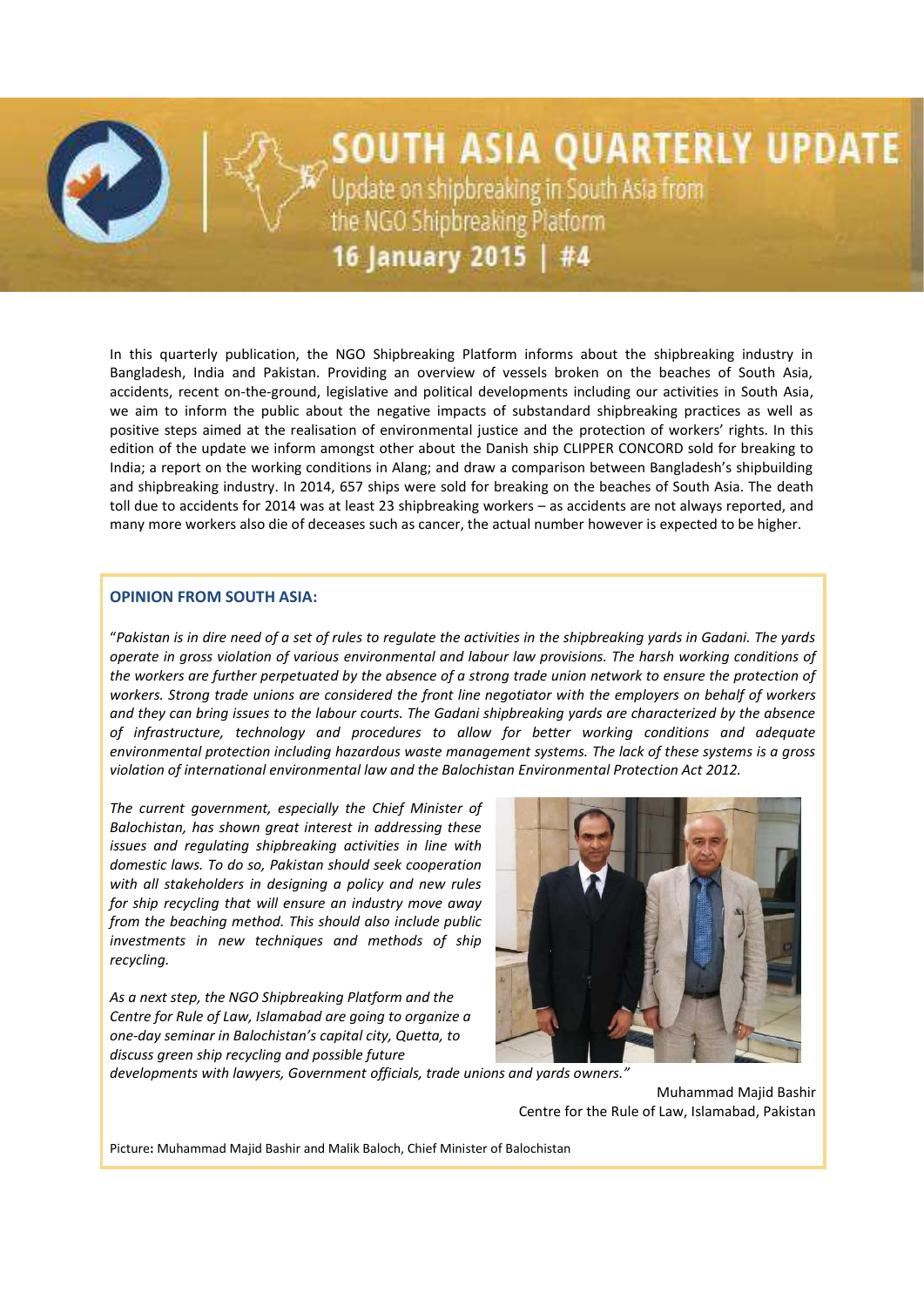# SOUTH ASIA QUARTERLY UPDATE

Update on shipbreaking in South Asia from the NGO Shipbreaking Platform

**16 January 2015 | #4**

In this quarterly publication, the NGO Shipbreaking Platform informs about the shipbreaking industry in Bangladesh, India and Pakistan. Providing an overview of vessels broken on the beaches of South Asia, accidents, recent on-the-ground, legislative and political developments including our activities in South Asia, we aim to inform the public about the negative impacts of substandard shipbreaking practices as well as positive steps aimed at the realisation of environmental justice and the protection of workers' rights. In this edition of the update we inform amongst other about the Danish ship CLIPPER CONCORD sold for breaking to India; a report on the working conditions in Alang; and draw a comparison between Bangladesh's shipbuilding and shipbreaking industry. In 2014, 657 ships were sold for breaking on the beaches of South Asia. The death toll due to accidents for 2014 was at least 23 shipbreaking workers – as accidents are not always reported, and many more workers also die of deceases such as cancer, the actual number however is expected to be higher.

## OPINION FROM SOUTH ASIA:

"*Pakistan is in dire need of a set of rules to regulate the activities in the shipbreaking yards in Gadani. The yards operate in gross violation of various environmental and labour law provisions. The harsh working conditions of the workers are further perpetuated by the absence of a strong trade union network to ensure the protection of workers. Strong trade unions are considered the front line negotiator with the employers on behalf of workers and they can bring issues to the labour courts. The Gadani shipbreaking yards are characterized by the absence of infrastructure, technology and procedures to allow for better working conditions and adequate environmental protection including hazardous waste management systems. The lack of these systems is a gross violation of international environmental law and the Balochistan Environmental Protection Act 2012.*

*The current government, especially the Chief Minister of Balochistan, has shown great interest in addressing these issues and regulating shipbreaking activities in line with domestic laws. To do so, Pakistan should seek cooperation with all stakeholders in designing a policy and new rules for ship recycling that will ensure an industry move away from the beaching method. This should also include public investments in new techniques and methods of ship recycling.*

*As a next step, the NGO Shipbreaking Platform and the Centre for Rule of Law, Islamabad are going to organize a one-day seminar in Balochistan's capital city, Quetta, to discuss green ship recycling and possible future developments with lawyers, Government officials, trade unions and yards owners.*"

Muhammad Majid Bashir
Centre for the Rule of Law, Islamabad, Pakistan

Picture**:** Muhammad Majid Bashir and Malik Baloch, Chief Minister of Balochistan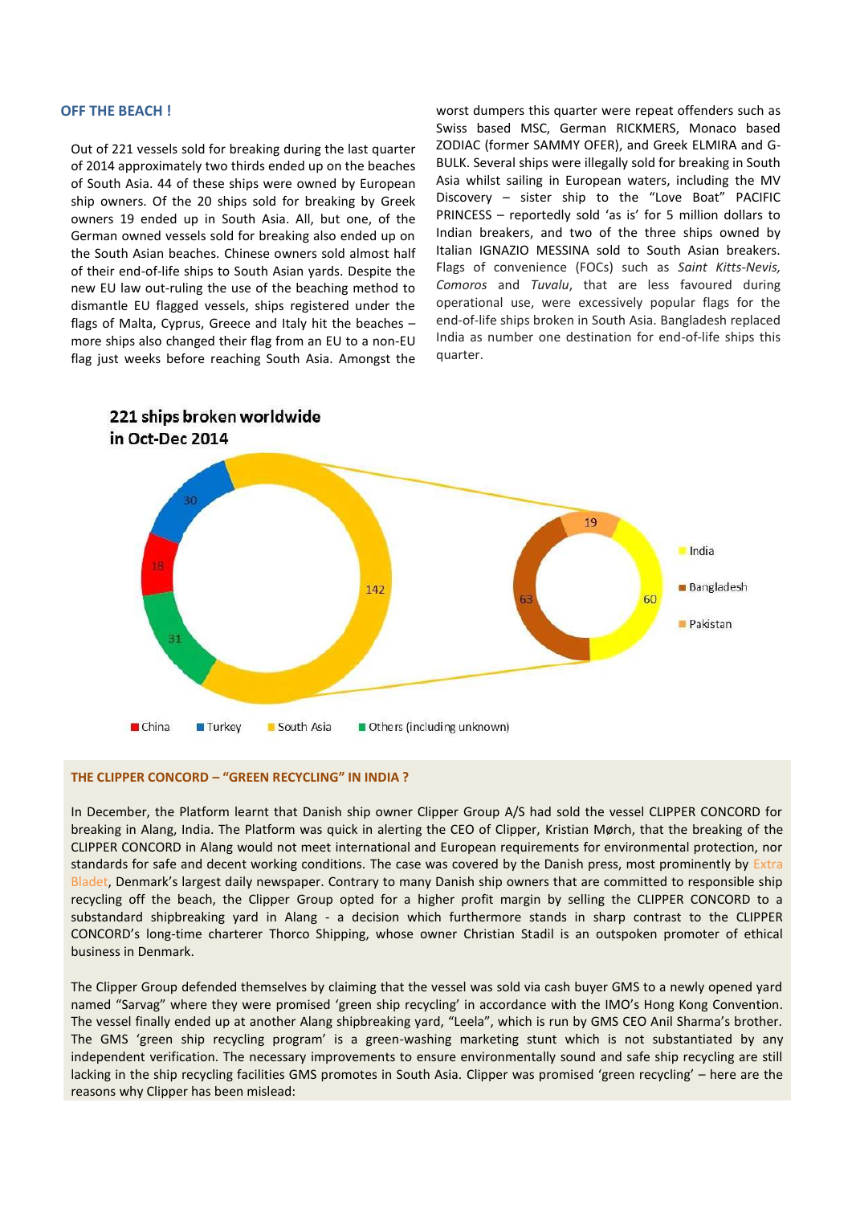## OFF THE BEACH !

Out of 221 vessels sold for breaking during the last quarter of 2014 approximately two thirds ended up on the beaches of South Asia. 44 of these ships were owned by European ship owners. Of the 20 ships sold for breaking by Greek owners 19 ended up in South Asia. All, but one, of the German owned vessels sold for breaking also ended up on the South Asian beaches. Chinese owners sold almost half of their end-of-life ships to South Asian yards. Despite the new EU law out-ruling the use of the beaching method to dismantle EU flagged vessels, ships registered under the flags of Malta, Cyprus, Greece and Italy hit the beaches – more ships also changed their flag from an EU to a non-EU flag just weeks before reaching South Asia. Amongst the worst dumpers this quarter were repeat offenders such as Swiss based MSC, German RICKMERS, Monaco based ZODIAC (former SAMMY OFER), and Greek ELMIRA and G-BULK. Several ships were illegally sold for breaking in South Asia whilst sailing in European waters, including the MV Discovery – sister ship to the "Love Boat" PACIFIC PRINCESS – reportedly sold 'as is' for 5 million dollars to Indian breakers, and two of the three ships owned by Italian IGNAZIO MESSINA sold to South Asian breakers. Flags of convenience (FOCs) such as *Saint Kitts-Nevis, Comoros* and *Tuvalu*, that are less favoured during operational use, were excessively popular flags for the end-of-life ships broken in South Asia. Bangladesh replaced India as number one destination for end-of-life ships this quarter.

**221 ships broken worldwide in Oct-Dec 2014**

| Destination | Ships |
|---|---|
| South Asia | 142 |
| – India | 60 |
| – Bangladesh | 63 |
| – Pakistan | 19 |
| Turkey | 30 |
| China | 18 |
| Others (including unknown) | 31 |

### THE CLIPPER CONCORD – "GREEN RECYCLING" IN INDIA ?

In December, the Platform learnt that Danish ship owner Clipper Group A/S had sold the vessel CLIPPER CONCORD for breaking in Alang, India. The Platform was quick in alerting the CEO of Clipper, Kristian Mørch, that the breaking of the CLIPPER CONCORD in Alang would not meet international and European requirements for environmental protection, nor standards for safe and decent working conditions. The case was covered by the Danish press, most prominently by Extra Bladet, Denmark's largest daily newspaper. Contrary to many Danish ship owners that are committed to responsible ship recycling off the beach, the Clipper Group opted for a higher profit margin by selling the CLIPPER CONCORD to a substandard shipbreaking yard in Alang - a decision which furthermore stands in sharp contrast to the CLIPPER CONCORD's long-time charterer Thorco Shipping, whose owner Christian Stadil is an outspoken promoter of ethical business in Denmark.

The Clipper Group defended themselves by claiming that the vessel was sold via cash buyer GMS to a newly opened yard named "Sarvag" where they were promised 'green ship recycling' in accordance with the IMO's Hong Kong Convention. The vessel finally ended up at another Alang shipbreaking yard, "Leela", which is run by GMS CEO Anil Sharma's brother. The GMS 'green ship recycling program' is a green-washing marketing stunt which is not substantiated by any independent verification. The necessary improvements to ensure environmentally sound and safe ship recycling are still lacking in the ship recycling facilities GMS promotes in South Asia. Clipper was promised 'green recycling' – here are the reasons why Clipper has been mislead: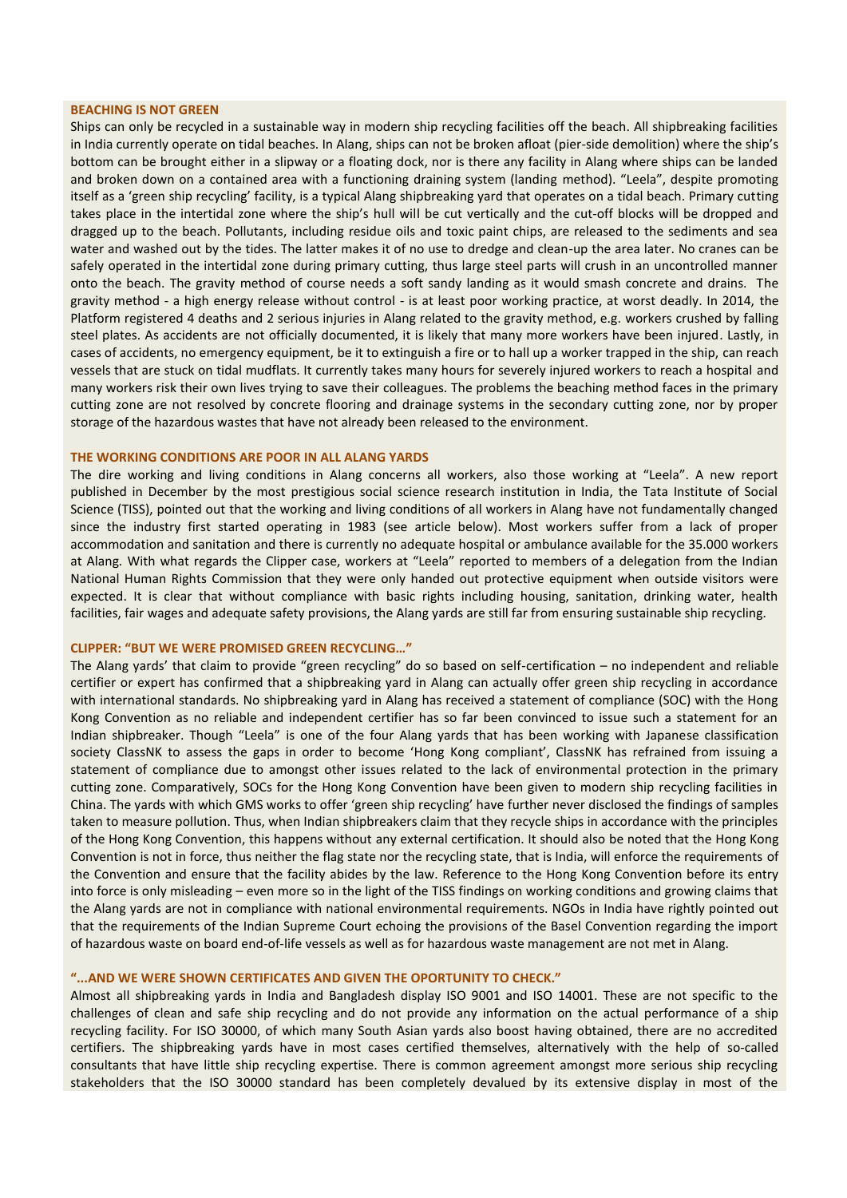### BEACHING IS NOT GREEN

Ships can only be recycled in a sustainable way in modern ship recycling facilities off the beach. All shipbreaking facilities in India currently operate on tidal beaches. In Alang, ships can not be broken afloat (pier-side demolition) where the ship's bottom can be brought either in a slipway or a floating dock, nor is there any facility in Alang where ships can be landed and broken down on a contained area with a functioning draining system (landing method). "Leela", despite promoting itself as a 'green ship recycling' facility, is a typical Alang shipbreaking yard that operates on a tidal beach. Primary cutting takes place in the intertidal zone where the ship's hull will be cut vertically and the cut-off blocks will be dropped and dragged up to the beach. Pollutants, including residue oils and toxic paint chips, are released to the sediments and sea water and washed out by the tides. The latter makes it of no use to dredge and clean-up the area later. No cranes can be safely operated in the intertidal zone during primary cutting, thus large steel parts will crush in an uncontrolled manner onto the beach. The gravity method of course needs a soft sandy landing as it would smash concrete and drains. The gravity method - a high energy release without control - is at least poor working practice, at worst deadly. In 2014, the Platform registered 4 deaths and 2 serious injuries in Alang related to the gravity method, e.g. workers crushed by falling steel plates. As accidents are not officially documented, it is likely that many more workers have been injured. Lastly, in cases of accidents, no emergency equipment, be it to extinguish a fire or to hall up a worker trapped in the ship, can reach vessels that are stuck on tidal mudflats. It currently takes many hours for severely injured workers to reach a hospital and many workers risk their own lives trying to save their colleagues. The problems the beaching method faces in the primary cutting zone are not resolved by concrete flooring and drainage systems in the secondary cutting zone, nor by proper storage of the hazardous wastes that have not already been released to the environment.

### THE WORKING CONDITIONS ARE POOR IN ALL ALANG YARDS

The dire working and living conditions in Alang concerns all workers, also those working at "Leela". A new report published in December by the most prestigious social science research institution in India, the Tata Institute of Social Science (TISS), pointed out that the working and living conditions of all workers in Alang have not fundamentally changed since the industry first started operating in 1983 (see article below). Most workers suffer from a lack of proper accommodation and sanitation and there is currently no adequate hospital or ambulance available for the 35.000 workers at Alang. With what regards the Clipper case, workers at "Leela" reported to members of a delegation from the Indian National Human Rights Commission that they were only handed out protective equipment when outside visitors were expected. It is clear that without compliance with basic rights including housing, sanitation, drinking water, health facilities, fair wages and adequate safety provisions, the Alang yards are still far from ensuring sustainable ship recycling.

### CLIPPER: "BUT WE WERE PROMISED GREEN RECYCLING…"

The Alang yards' that claim to provide "green recycling" do so based on self-certification – no independent and reliable certifier or expert has confirmed that a shipbreaking yard in Alang can actually offer green ship recycling in accordance with international standards. No shipbreaking yard in Alang has received a statement of compliance (SOC) with the Hong Kong Convention as no reliable and independent certifier has so far been convinced to issue such a statement for an Indian shipbreaker. Though "Leela" is one of the four Alang yards that has been working with Japanese classification society ClassNK to assess the gaps in order to become 'Hong Kong compliant', ClassNK has refrained from issuing a statement of compliance due to amongst other issues related to the lack of environmental protection in the primary cutting zone. Comparatively, SOCs for the Hong Kong Convention have been given to modern ship recycling facilities in China. The yards with which GMS works to offer 'green ship recycling' have further never disclosed the findings of samples taken to measure pollution. Thus, when Indian shipbreakers claim that they recycle ships in accordance with the principles of the Hong Kong Convention, this happens without any external certification. It should also be noted that the Hong Kong Convention is not in force, thus neither the flag state nor the recycling state, that is India, will enforce the requirements of the Convention and ensure that the facility abides by the law. Reference to the Hong Kong Convention before its entry into force is only misleading – even more so in the light of the TISS findings on working conditions and growing claims that the Alang yards are not in compliance with national environmental requirements. NGOs in India have rightly pointed out that the requirements of the Indian Supreme Court echoing the provisions of the Basel Convention regarding the import of hazardous waste on board end-of-life vessels as well as for hazardous waste management are not met in Alang.

### "...AND WE WERE SHOWN CERTIFICATES AND GIVEN THE OPORTUNITY TO CHECK."

Almost all shipbreaking yards in India and Bangladesh display ISO 9001 and ISO 14001. These are not specific to the challenges of clean and safe ship recycling and do not provide any information on the actual performance of a ship recycling facility. For ISO 30000, of which many South Asian yards also boost having obtained, there are no accredited certifiers. The shipbreaking yards have in most cases certified themselves, alternatively with the help of so-called consultants that have little ship recycling expertise. There is common agreement amongst more serious ship recycling stakeholders that the ISO 30000 standard has been completely devalued by its extensive display in most of the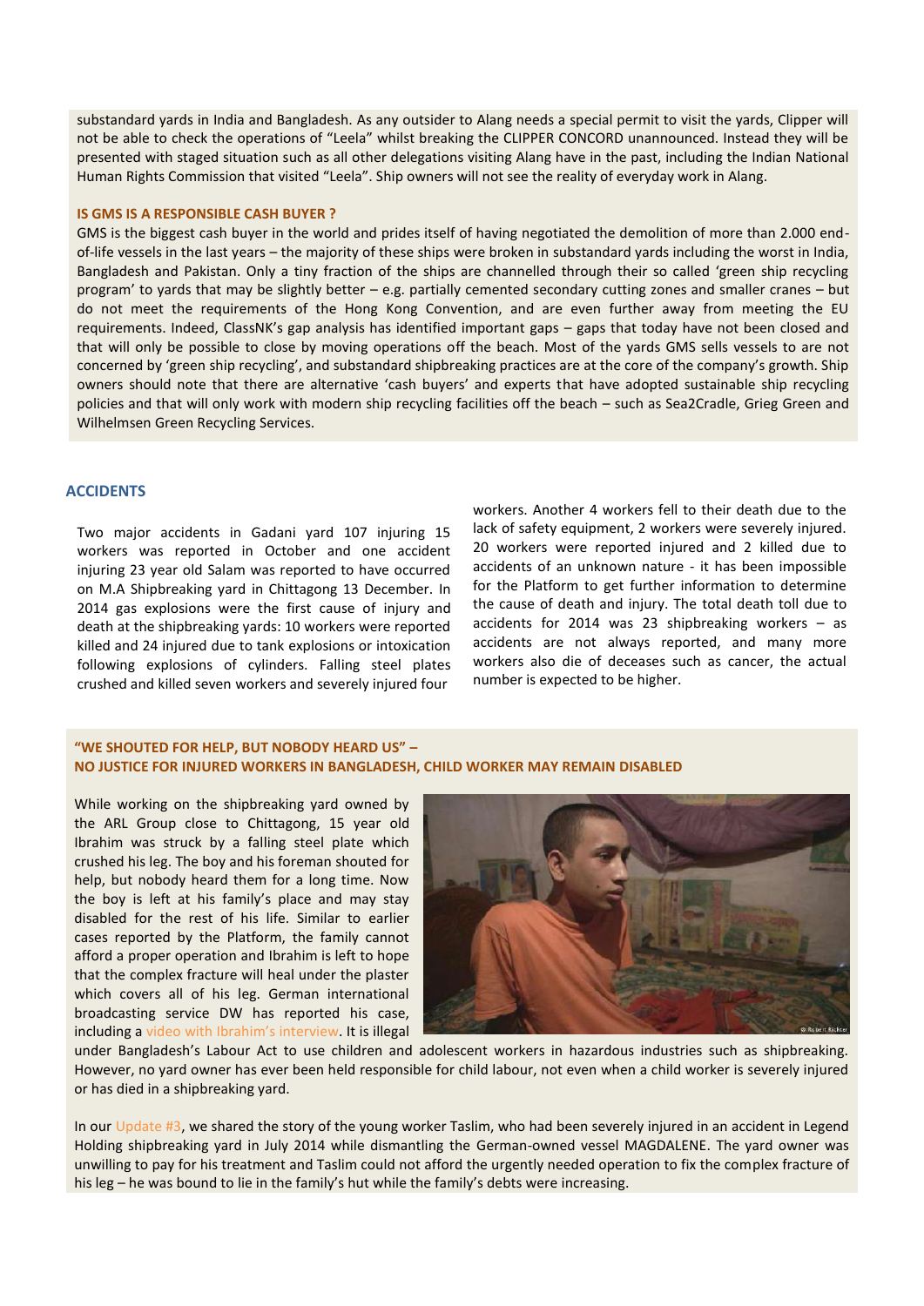substandard yards in India and Bangladesh. As any outsider to Alang needs a special permit to visit the yards, Clipper will not be able to check the operations of "Leela" whilst breaking the CLIPPER CONCORD unannounced. Instead they will be presented with staged situation such as all other delegations visiting Alang have in the past, including the Indian National Human Rights Commission that visited "Leela". Ship owners will not see the reality of everyday work in Alang.

#### IS GMS IS A RESPONSIBLE CASH BUYER ?

GMS is the biggest cash buyer in the world and prides itself of having negotiated the demolition of more than 2.000 end-of-life vessels in the last years – the majority of these ships were broken in substandard yards including the worst in India, Bangladesh and Pakistan. Only a tiny fraction of the ships are channelled through their so called 'green ship recycling program' to yards that may be slightly better – e.g. partially cemented secondary cutting zones and smaller cranes – but do not meet the requirements of the Hong Kong Convention, and are even further away from meeting the EU requirements. Indeed, ClassNK's gap analysis has identified important gaps – gaps that today have not been closed and that will only be possible to close by moving operations off the beach. Most of the yards GMS sells vessels to are not concerned by 'green ship recycling', and substandard shipbreaking practices are at the core of the company's growth. Ship owners should note that there are alternative 'cash buyers' and experts that have adopted sustainable ship recycling policies and that will only work with modern ship recycling facilities off the beach – such as Sea2Cradle, Grieg Green and Wilhelmsen Green Recycling Services.

## ACCIDENTS

Two major accidents in Gadani yard 107 injuring 15 workers was reported in October and one accident injuring 23 year old Salam was reported to have occurred on M.A Shipbreaking yard in Chittagong 13 December. In 2014 gas explosions were the first cause of injury and death at the shipbreaking yards: 10 workers were reported killed and 24 injured due to tank explosions or intoxication following explosions of cylinders. Falling steel plates crushed and killed seven workers and severely injured four workers. Another 4 workers fell to their death due to the lack of safety equipment, 2 workers were severely injured. 20 workers were reported injured and 2 killed due to accidents of an unknown nature - it has been impossible for the Platform to get further information to determine the cause of death and injury. The total death toll due to accidents for 2014 was 23 shipbreaking workers – as accidents are not always reported, and many more workers also die of deceases such as cancer, the actual number is expected to be higher.

#### "WE SHOUTED FOR HELP, BUT NOBODY HEARD US" – NO JUSTICE FOR INJURED WORKERS IN BANGLADESH, CHILD WORKER MAY REMAIN DISABLED

While working on the shipbreaking yard owned by the ARL Group close to Chittagong, 15 year old Ibrahim was struck by a falling steel plate which crushed his leg. The boy and his foreman shouted for help, but nobody heard them for a long time. Now the boy is left at his family's place and may stay disabled for the rest of his life. Similar to earlier cases reported by the Platform, the family cannot afford a proper operation and Ibrahim is left to hope that the complex fracture will heal under the plaster which covers all of his leg. German international broadcasting service DW has reported his case, including a video with Ibrahim's interview. It is illegal under Bangladesh's Labour Act to use children and adolescent workers in hazardous industries such as shipbreaking. However, no yard owner has ever been held responsible for child labour, not even when a child worker is severely injured or has died in a shipbreaking yard.

© Robert Richter

In our Update #3, we shared the story of the young worker Taslim, who had been severely injured in an accident in Legend Holding shipbreaking yard in July 2014 while dismantling the German-owned vessel MAGDALENE. The yard owner was unwilling to pay for his treatment and Taslim could not afford the urgently needed operation to fix the complex fracture of his leg – he was bound to lie in the family's hut while the family's debts were increasing.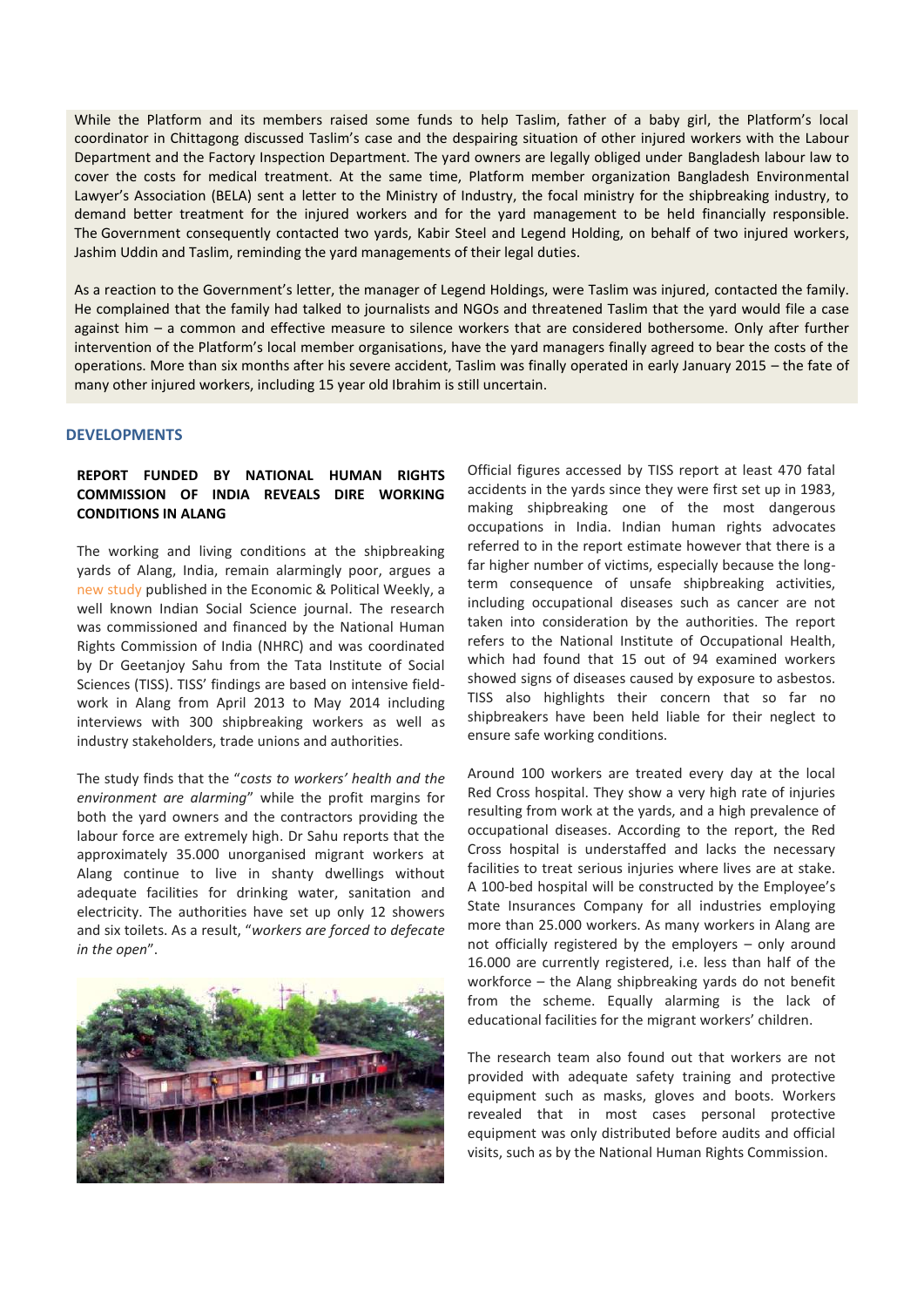While the Platform and its members raised some funds to help Taslim, father of a baby girl, the Platform's local coordinator in Chittagong discussed Taslim's case and the despairing situation of other injured workers with the Labour Department and the Factory Inspection Department. The yard owners are legally obliged under Bangladesh labour law to cover the costs for medical treatment. At the same time, Platform member organization Bangladesh Environmental Lawyer's Association (BELA) sent a letter to the Ministry of Industry, the focal ministry for the shipbreaking industry, to demand better treatment for the injured workers and for the yard management to be held financially responsible. The Government consequently contacted two yards, Kabir Steel and Legend Holding, on behalf of two injured workers, Jashim Uddin and Taslim, reminding the yard managements of their legal duties.

As a reaction to the Government's letter, the manager of Legend Holdings, were Taslim was injured, contacted the family. He complained that the family had talked to journalists and NGOs and threatened Taslim that the yard would file a case against him – a common and effective measure to silence workers that are considered bothersome. Only after further intervention of the Platform's local member organisations, have the yard managers finally agreed to bear the costs of the operations. More than six months after his severe accident, Taslim was finally operated in early January 2015 – the fate of many other injured workers, including 15 year old Ibrahim is still uncertain.

## DEVELOPMENTS

### REPORT FUNDED BY NATIONAL HUMAN RIGHTS COMMISSION OF INDIA REVEALS DIRE WORKING CONDITIONS IN ALANG

The working and living conditions at the shipbreaking yards of Alang, India, remain alarmingly poor, argues a new study published in the Economic & Political Weekly, a well known Indian Social Science journal. The research was commissioned and financed by the National Human Rights Commission of India (NHRC) and was coordinated by Dr Geetanjoy Sahu from the Tata Institute of Social Sciences (TISS). TISS' findings are based on intensive field-work in Alang from April 2013 to May 2014 including interviews with 300 shipbreaking workers as well as industry stakeholders, trade unions and authorities.

The study finds that the "*costs to workers' health and the environment are alarming*" while the profit margins for both the yard owners and the contractors providing the labour force are extremely high. Dr Sahu reports that the approximately 35.000 unorganised migrant workers at Alang continue to live in shanty dwellings without adequate facilities for drinking water, sanitation and electricity. The authorities have set up only 12 showers and six toilets. As a result, "*workers are forced to defecate in the open*".

Official figures accessed by TISS report at least 470 fatal accidents in the yards since they were first set up in 1983, making shipbreaking one of the most dangerous occupations in India. Indian human rights advocates referred to in the report estimate however that there is a far higher number of victims, especially because the long-term consequence of unsafe shipbreaking activities, including occupational diseases such as cancer are not taken into consideration by the authorities. The report refers to the National Institute of Occupational Health, which had found that 15 out of 94 examined workers showed signs of diseases caused by exposure to asbestos. TISS also highlights their concern that so far no shipbreakers have been held liable for their neglect to ensure safe working conditions.

Around 100 workers are treated every day at the local Red Cross hospital. They show a very high rate of injuries resulting from work at the yards, and a high prevalence of occupational diseases. According to the report, the Red Cross hospital is understaffed and lacks the necessary facilities to treat serious injuries where lives are at stake. A 100-bed hospital will be constructed by the Employee's State Insurances Company for all industries employing more than 25.000 workers. As many workers in Alang are not officially registered by the employers – only around 16.000 are currently registered, i.e. less than half of the workforce – the Alang shipbreaking yards do not benefit from the scheme. Equally alarming is the lack of educational facilities for the migrant workers' children.

The research team also found out that workers are not provided with adequate safety training and protective equipment such as masks, gloves and boots. Workers revealed that in most cases personal protective equipment was only distributed before audits and official visits, such as by the National Human Rights Commission.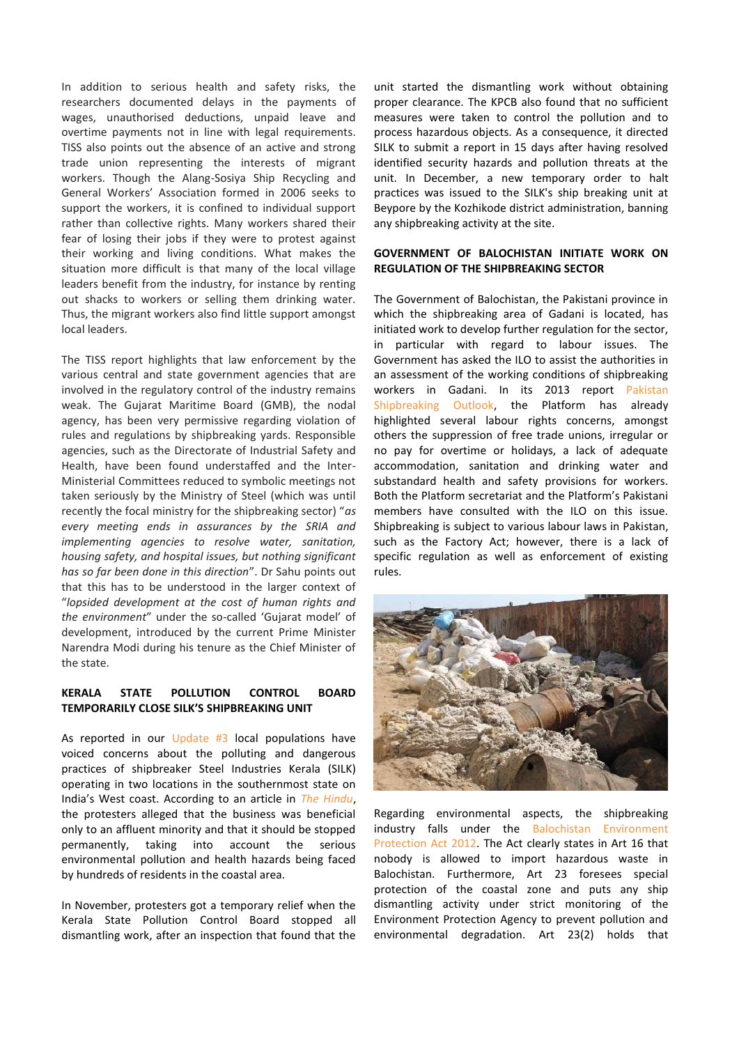In addition to serious health and safety risks, the researchers documented delays in the payments of wages, unauthorised deductions, unpaid leave and overtime payments not in line with legal requirements. TISS also points out the absence of an active and strong trade union representing the interests of migrant workers. Though the Alang-Sosiya Ship Recycling and General Workers' Association formed in 2006 seeks to support the workers, it is confined to individual support rather than collective rights. Many workers shared their fear of losing their jobs if they were to protest against their working and living conditions. What makes the situation more difficult is that many of the local village leaders benefit from the industry, for instance by renting out shacks to workers or selling them drinking water. Thus, the migrant workers also find little support amongst local leaders.

The TISS report highlights that law enforcement by the various central and state government agencies that are involved in the regulatory control of the industry remains weak. The Gujarat Maritime Board (GMB), the nodal agency, has been very permissive regarding violation of rules and regulations by shipbreaking yards. Responsible agencies, such as the Directorate of Industrial Safety and Health, have been found understaffed and the Inter-Ministerial Committees reduced to symbolic meetings not taken seriously by the Ministry of Steel (which was until recently the focal ministry for the shipbreaking sector) "*as every meeting ends in assurances by the SRIA and implementing agencies to resolve water, sanitation, housing safety, and hospital issues, but nothing significant has so far been done in this direction*". Dr Sahu points out that this has to be understood in the larger context of "*lopsided development at the cost of human rights and the environment*" under the so-called 'Gujarat model' of development, introduced by the current Prime Minister Narendra Modi during his tenure as the Chief Minister of the state.

**KERALA STATE POLLUTION CONTROL BOARD TEMPORARILY CLOSE SILK'S SHIPBREAKING UNIT**

As reported in our Update #3 local populations have voiced concerns about the polluting and dangerous practices of shipbreaker Steel Industries Kerala (SILK) operating in two locations in the southernmost state on India's West coast. According to an article in *The Hindu*, the protesters alleged that the business was beneficial only to an affluent minority and that it should be stopped permanently, taking into account the serious environmental pollution and health hazards being faced by hundreds of residents in the coastal area.

In November, protesters got a temporary relief when the Kerala State Pollution Control Board stopped all dismantling work, after an inspection that found that the unit started the dismantling work without obtaining proper clearance. The KPCB also found that no sufficient measures were taken to control the pollution and to process hazardous objects. As a consequence, it directed SILK to submit a report in 15 days after having resolved identified security hazards and pollution threats at the unit. In December, a new temporary order to halt practices was issued to the SILK's ship breaking unit at Beypore by the Kozhikode district administration, banning any shipbreaking activity at the site.

**GOVERNMENT OF BALOCHISTAN INITIATE WORK ON REGULATION OF THE SHIPBREAKING SECTOR**

The Government of Balochistan, the Pakistani province in which the shipbreaking area of Gadani is located, has initiated work to develop further regulation for the sector, in particular with regard to labour issues. The Government has asked the ILO to assist the authorities in an assessment of the working conditions of shipbreaking workers in Gadani. In its 2013 report Pakistan Shipbreaking Outlook, the Platform has already highlighted several labour rights concerns, amongst others the suppression of free trade unions, irregular or no pay for overtime or holidays, a lack of adequate accommodation, sanitation and drinking water and substandard health and safety provisions for workers. Both the Platform secretariat and the Platform's Pakistani members have consulted with the ILO on this issue. Shipbreaking is subject to various labour laws in Pakistan, such as the Factory Act; however, there is a lack of specific regulation as well as enforcement of existing rules.

Regarding environmental aspects, the shipbreaking industry falls under the Balochistan Environment Protection Act 2012. The Act clearly states in Art 16 that nobody is allowed to import hazardous waste in Balochistan. Furthermore, Art 23 foresees special protection of the coastal zone and puts any ship dismantling activity under strict monitoring of the Environment Protection Agency to prevent pollution and environmental degradation. Art 23(2) holds that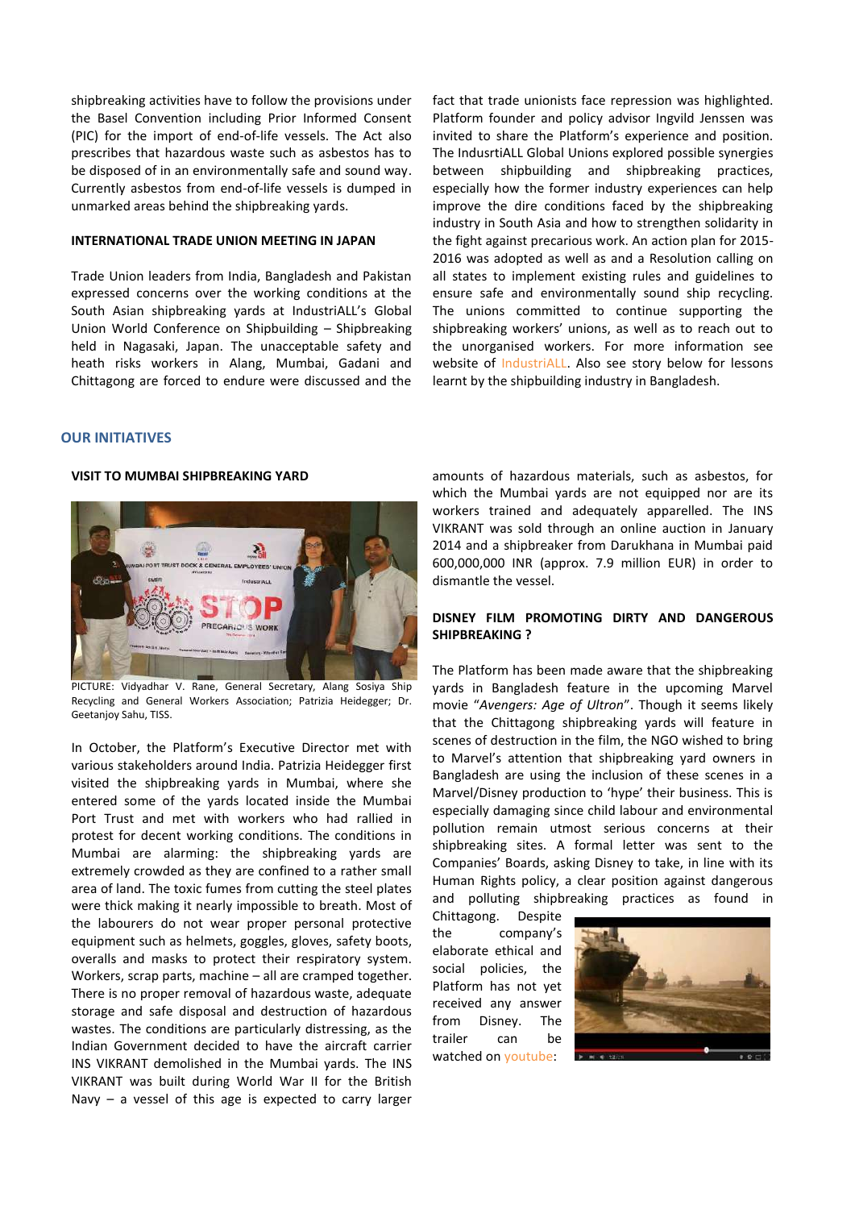shipbreaking activities have to follow the provisions under the Basel Convention including Prior Informed Consent (PIC) for the import of end-of-life vessels. The Act also prescribes that hazardous waste such as asbestos has to be disposed of in an environmentally safe and sound way. Currently asbestos from end-of-life vessels is dumped in unmarked areas behind the shipbreaking yards.

**INTERNATIONAL TRADE UNION MEETING IN JAPAN**

Trade Union leaders from India, Bangladesh and Pakistan expressed concerns over the working conditions at the South Asian shipbreaking yards at IndustriALL's Global Union World Conference on Shipbuilding – Shipbreaking held in Nagasaki, Japan. The unacceptable safety and heath risks workers in Alang, Mumbai, Gadani and Chittagong are forced to endure were discussed and the fact that trade unionists face repression was highlighted. Platform founder and policy advisor Ingvild Jenssen was invited to share the Platform's experience and position. The IndusrtiALL Global Unions explored possible synergies between shipbuilding and shipbreaking practices, especially how the former industry experiences can help improve the dire conditions faced by the shipbreaking industry in South Asia and how to strengthen solidarity in the fight against precarious work. An action plan for 2015-2016 was adopted as well as and a Resolution calling on all states to implement existing rules and guidelines to ensure safe and environmentally sound ship recycling. The unions committed to continue supporting the shipbreaking workers' unions, as well as to reach out to the unorganised workers. For more information see website of IndustriALL. Also see story below for lessons learnt by the shipbuilding industry in Bangladesh.

## OUR INITIATIVES

**VISIT TO MUMBAI SHIPBREAKING YARD**

PICTURE: Vidyadhar V. Rane, General Secretary, Alang Sosiya Ship Recycling and General Workers Association; Patrizia Heidegger; Dr. Geetanjoy Sahu, TISS.

In October, the Platform's Executive Director met with various stakeholders around India. Patrizia Heidegger first visited the shipbreaking yards in Mumbai, where she entered some of the yards located inside the Mumbai Port Trust and met with workers who had rallied in protest for decent working conditions. The conditions in Mumbai are alarming: the shipbreaking yards are extremely crowded as they are confined to a rather small area of land. The toxic fumes from cutting the steel plates were thick making it nearly impossible to breath. Most of the labourers do not wear proper personal protective equipment such as helmets, goggles, gloves, safety boots, overalls and masks to protect their respiratory system. Workers, scrap parts, machine – all are cramped together. There is no proper removal of hazardous waste, adequate storage and safe disposal and destruction of hazardous wastes. The conditions are particularly distressing, as the Indian Government decided to have the aircraft carrier INS VIKRANT demolished in the Mumbai yards. The INS VIKRANT was built during World War II for the British Navy – a vessel of this age is expected to carry larger amounts of hazardous materials, such as asbestos, for which the Mumbai yards are not equipped nor are its workers trained and adequately apparelled. The INS VIKRANT was sold through an online auction in January 2014 and a shipbreaker from Darukhana in Mumbai paid 600,000,000 INR (approx. 7.9 million EUR) in order to dismantle the vessel.

**DISNEY FILM PROMOTING DIRTY AND DANGEROUS SHIPBREAKING ?**

The Platform has been made aware that the shipbreaking yards in Bangladesh feature in the upcoming Marvel movie "*Avengers: Age of Ultron*". Though it seems likely that the Chittagong shipbreaking yards will feature in scenes of destruction in the film, the NGO wished to bring to Marvel's attention that shipbreaking yard owners in Bangladesh are using the inclusion of these scenes in a Marvel/Disney production to 'hype' their business. This is especially damaging since child labour and environmental pollution remain utmost serious concerns at their shipbreaking sites. A formal letter was sent to the Companies' Boards, asking Disney to take, in line with its Human Rights policy, a clear position against dangerous and polluting shipbreaking practices as found in Chittagong. Despite the company's elaborate ethical and social policies, the Platform has not yet received any answer from Disney. The trailer can be watched on youtube: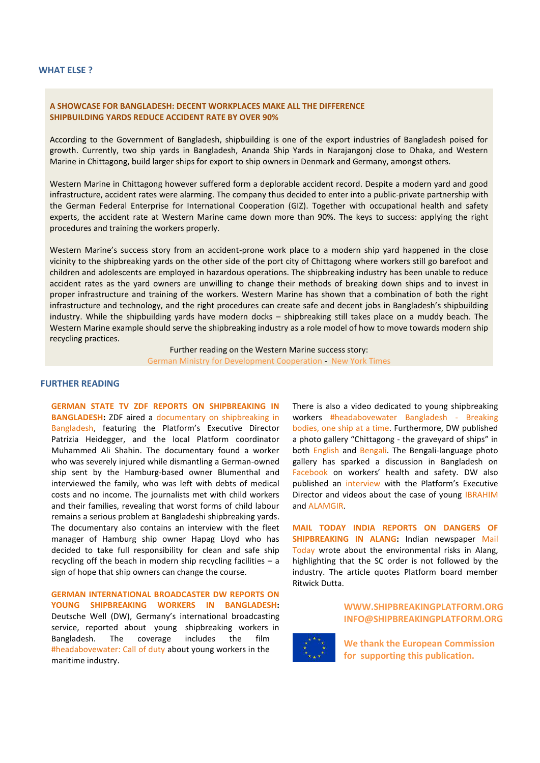## WHAT ELSE ?

### A SHOWCASE FOR BANGLADESH: DECENT WORKPLACES MAKE ALL THE DIFFERENCE
### SHIPBUILDING YARDS REDUCE ACCIDENT RATE BY OVER 90%

According to the Government of Bangladesh, shipbuilding is one of the export industries of Bangladesh poised for growth. Currently, two ship yards in Bangladesh, Ananda Ship Yards in Narajangonj close to Dhaka, and Western Marine in Chittagong, build larger ships for export to ship owners in Denmark and Germany, amongst others.

Western Marine in Chittagong however suffered form a deplorable accident record. Despite a modern yard and good infrastructure, accident rates were alarming. The company thus decided to enter into a public-private partnership with the German Federal Enterprise for International Cooperation (GIZ). Together with occupational health and safety experts, the accident rate at Western Marine came down more than 90%. The keys to success: applying the right procedures and training the workers properly.

Western Marine's success story from an accident-prone work place to a modern ship yard happened in the close vicinity to the shipbreaking yards on the other side of the port city of Chittagong where workers still go barefoot and children and adolescents are employed in hazardous operations. The shipbreaking industry has been unable to reduce accident rates as the yard owners are unwilling to change their methods of breaking down ships and to invest in proper infrastructure and training of the workers. Western Marine has shown that a combination of both the right infrastructure and technology, and the right procedures can create safe and decent jobs in Bangladesh's shipbuilding industry. While the shipbuilding yards have modern docks – shipbreaking still takes place on a muddy beach. The Western Marine example should serve the shipbreaking industry as a role model of how to move towards modern ship recycling practices.

Further reading on the Western Marine success story:
German Ministry for Development Cooperation - New York Times

## FURTHER READING

**GERMAN STATE TV ZDF REPORTS ON SHIPBREAKING IN BANGLADESH:** ZDF aired a documentary on shipbreaking in Bangladesh, featuring the Platform's Executive Director Patrizia Heidegger, and the local Platform coordinator Muhammed Ali Shahin. The documentary found a worker who was severely injured while dismantling a German-owned ship sent by the Hamburg-based owner Blumenthal and interviewed the family, who was left with debts of medical costs and no income. The journalists met with child workers and their families, revealing that worst forms of child labour remains a serious problem at Bangladeshi shipbreaking yards. The documentary also contains an interview with the fleet manager of Hamburg ship owner Hapag Lloyd who has decided to take full responsibility for clean and safe ship recycling off the beach in modern ship recycling facilities – a sign of hope that ship owners can change the course.

**GERMAN INTERNATIONAL BROADCASTER DW REPORTS ON YOUNG SHIPBREAKING WORKERS IN BANGLADESH:** Deutsche Well (DW), Germany's international broadcasting service, reported about young shipbreaking workers in Bangladesh. The coverage includes the film #headabovewater: Call of duty about young workers in the maritime industry.

There is also a video dedicated to young shipbreaking workers #headabovewater Bangladesh - Breaking bodies, one ship at a time. Furthermore, DW published a photo gallery "Chittagong - the graveyard of ships" in both English and Bengali. The Bengali-language photo gallery has sparked a discussion in Bangladesh on Facebook on workers' health and safety. DW also published an interview with the Platform's Executive Director and videos about the case of young IBRAHIM and ALAMGIR.

**MAIL TODAY INDIA REPORTS ON DANGERS OF SHIPBREAKING IN ALANG:** Indian newspaper Mail Today wrote about the environmental risks in Alang, highlighting that the SC order is not followed by the industry. The article quotes Platform board member Ritwick Dutta.

**WWW.SHIPBREAKINGPLATFORM.ORG**
**INFO@SHIPBREAKINGPLATFORM.ORG**

**We thank the European Commission for supporting this publication.**